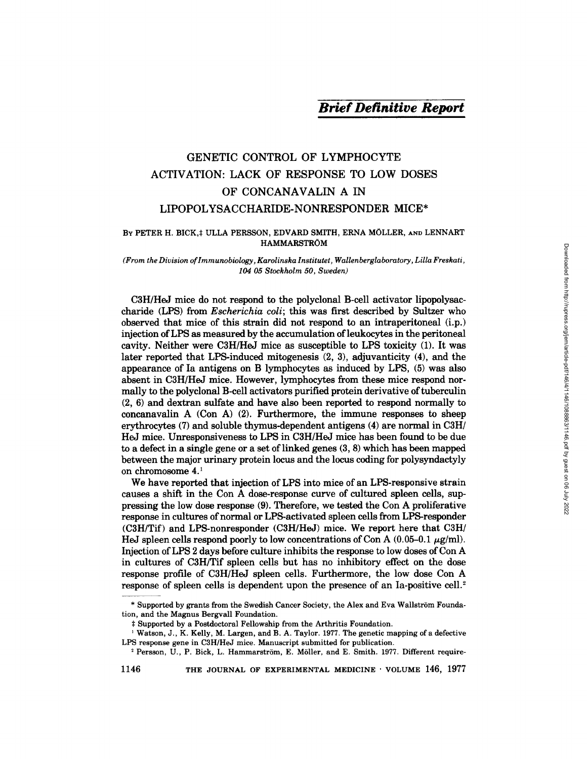*Brief Definitive Report*

# GENETIC CONTROL OF LYMPHOCYTE ACTIVATION: LACK OF RESPONSE TO LOW DOSES OF CONCANAVALIN A IN LIPOPOLYSACCHARIDE-NONRESPONDER MICE*

BY PETER H. BICK,‡ ULLA PERSSON, EDVARD SMITH, ERNA MÖLLER, AND LENNART HAMMARSTRÖM

*(From the Division of Immunobiology, Karolinska Institutet, Wallenberglaboratory, Lilla Freskati, 104 05 Stockholm 50, Sweden)*

C3H/HeJ mice do not respond to the polyclonal B-cell activator lipopolysaccharide (LPS) from *Escherichia coli*; this was first described by Sultzer who observed that mice of this strain did not respond to an intraperitoneal (i.p.) injection of LPS as measured by the accumulation of leukocytes in the peritoneal cavity. Neither were C3H/HeJ mice as susceptible to LPS toxicity (1). It was later reported that LPS-induced mitogenesis (2, 3), adjuvanticity (4), and the appearance of Ia antigens on B lymphocytes as induced by LPS, (5) was also absent in C3H/HeJ mice. However, lymphocytes from these mice respond normally to the polyclonal B-cell activators purified protein derivative of tuberculin (2, 6) and dextran sulfate and have also been reported to respond normally to concanavalin A (Con A) (2). Furthermore, the immune responses to sheep erythrocytes (7) and soluble thymus-dependent antigens (4) are normal in C3H/HeJ mice. Unresponsiveness to LPS in C3H/HeJ mice has been found to be due to a defect in a single gene or a set of linked genes (3, 8) which has been mapped between the major urinary protein locus and the locus coding for polysyndactyly on chromosome 4.[1]

We have reported that injection of LPS into mice of an LPS-responsive strain causes a shift in the Con A dose-response curve of cultured spleen cells, suppressing the low dose response (9). Therefore, we tested the Con A proliferative response in cultures of normal or LPS-activated spleen cells from LPS-responder (C3H/Tif) and LPS-nonresponder (C3H/HeJ) mice. We report here that C3H/HeJ spleen cells respond poorly to low concentrations of Con A (0.05–0.1 μg/ml). Injection of LPS 2 days before culture inhibits the response to low doses of Con A in cultures of C3H/Tif spleen cells but has no inhibitory effect on the dose response profile of C3H/HeJ spleen cells. Furthermore, the low dose Con A response of spleen cells is dependent upon the presence of an Ia-positive cell.[2]

---

\* Supported by grants from the Swedish Cancer Society, the Alex and Eva Wallström Foundation, and the Magnus Bergvall Foundation.

‡ Supported by a Postdoctoral Fellowship from the Arthritis Foundation.

[1] Watson, J., K. Kelly, M. Largen, and B. A. Taylor. 1977. The genetic mapping of a defective LPS response gene in C3H/HeJ mice. Manuscript submitted for publication.

[2] Persson, U., P. Bick, L. Hammarström, E. Möller, and E. Smith. 1977. Different require-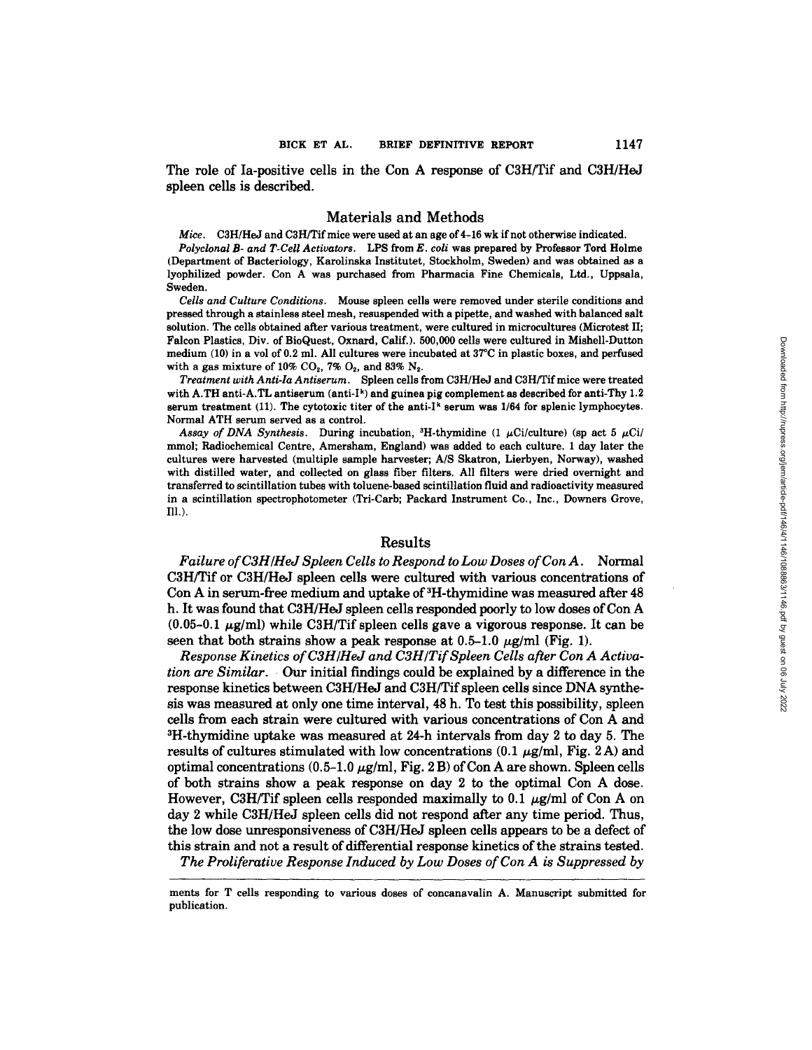The role of Ia-positive cells in the Con A response of C3H/Tif and C3H/HeJ spleen cells is described.

## Materials and Methods

*Mice.* C3H/HeJ and C3H/Tif mice were used at an age of 4–16 wk if not otherwise indicated.

*Polyclonal B- and T-Cell Activators.* LPS from *E. coli* was prepared by Professor Tord Holme (Department of Bacteriology, Karolinska Institutet, Stockholm, Sweden) and was obtained as a lyophilized powder. Con A was purchased from Pharmacia Fine Chemicals, Ltd., Uppsala, Sweden.

*Cells and Culture Conditions.* Mouse spleen cells were removed under sterile conditions and pressed through a stainless steel mesh, resuspended with a pipette, and washed with balanced salt solution. The cells obtained after various treatment, were cultured in microcultures (Microtest II; Falcon Plastics, Div. of BioQuest, Oxnard, Calif.). 500,000 cells were cultured in Mishell-Dutton medium (10) in a vol of 0.2 ml. All cultures were incubated at 37°C in plastic boxes, and perfused with a gas mixture of 10% $CO_2$, 7% $O_2$, and 83% $N_2$.

*Treatment with Anti-Ia Antiserum.* Spleen cells from C3H/HeJ and C3H/Tif mice were treated with A.TH anti-A.TL antiserum (anti-$I^k$) and guinea pig complement as described for anti-Thy 1.2 serum treatment (11). The cytotoxic titer of the anti-$I^k$ serum was 1/64 for splenic lymphocytes. Normal ATH serum served as a control.

*Assay of DNA Synthesis.* During incubation, $^3$H-thymidine (1 $\mu$Ci/culture) (sp act 5 $\mu$Ci/mmol; Radiochemical Centre, Amersham, England) was added to each culture. 1 day later the cultures were harvested (multiple sample harvester; A/S Skatron, Lierbyen, Norway), washed with distilled water, and collected on glass fiber filters. All filters were dried overnight and transferred to scintillation tubes with toluene-based scintillation fluid and radioactivity measured in a scintillation spectrophotometer (Tri-Carb; Packard Instrument Co., Inc., Downers Grove, Ill.).

## Results

*Failure of C3H/HeJ Spleen Cells to Respond to Low Doses of Con A.* Normal C3H/Tif or C3H/HeJ spleen cells were cultured with various concentrations of Con A in serum-free medium and uptake of $^3$H-thymidine was measured after 48 h. It was found that C3H/HeJ spleen cells responded poorly to low doses of Con A (0.05–0.1 $\mu$g/ml) while C3H/Tif spleen cells gave a vigorous response. It can be seen that both strains show a peak response at 0.5–1.0 $\mu$g/ml (Fig. 1).

*Response Kinetics of C3H/HeJ and C3H/Tif Spleen Cells after Con A Activation are Similar.* Our initial findings could be explained by a difference in the response kinetics between C3H/HeJ and C3H/Tif spleen cells since DNA synthesis was measured at only one time interval, 48 h. To test this possibility, spleen cells from each strain were cultured with various concentrations of Con A and $^3$H-thymidine uptake was measured at 24-h intervals from day 2 to day 5. The results of cultures stimulated with low concentrations (0.1 $\mu$g/ml, Fig. 2 A) and optimal concentrations (0.5–1.0 $\mu$g/ml, Fig. 2 B) of Con A are shown. Spleen cells of both strains show a peak response on day 2 to the optimal Con A dose. However, C3H/Tif spleen cells responded maximally to 0.1 $\mu$g/ml of Con A on day 2 while C3H/HeJ spleen cells did not respond after any time period. Thus, the low dose unresponsiveness of C3H/HeJ spleen cells appears to be a defect of this strain and not a result of differential response kinetics of the strains tested.

*The Proliferative Response Induced by Low Doses of Con A is Suppressed by*

---

ments for T cells responding to various doses of concanavalin A. Manuscript submitted for publication.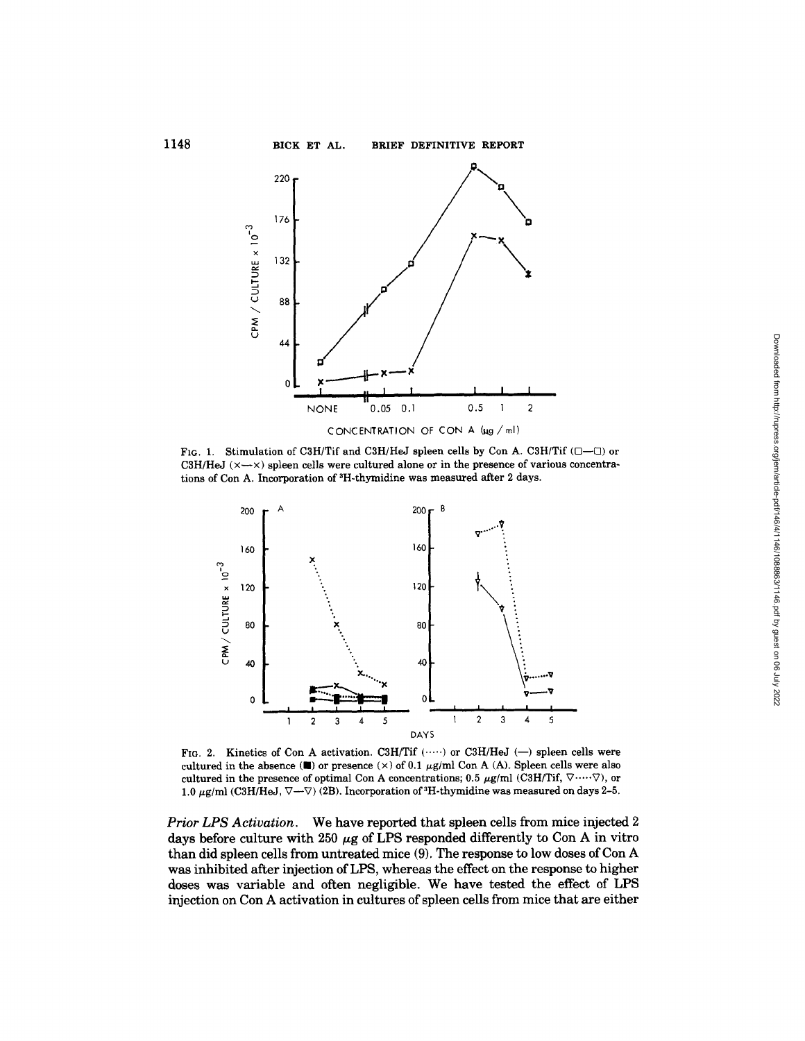FIG. 1. Stimulation of C3H/Tif and C3H/HeJ spleen cells by Con A. C3H/Tif (□—□) or C3H/HeJ (×—×) spleen cells were cultured alone or in the presence of various concentrations of Con A. Incorporation of $^{3}$H-thymidine was measured after 2 days.

FIG. 2. Kinetics of Con A activation. C3H/Tif (·····) or C3H/HeJ (—) spleen cells were cultured in the absence (■) or presence (×) of 0.1 μg/ml Con A (A). Spleen cells were also cultured in the presence of optimal Con A concentrations; 0.5 μg/ml (C3H/Tif, ▽·····▽), or 1.0 μg/ml (C3H/HeJ, ▽—▽) (2B). Incorporation of $^{3}$H-thymidine was measured on days 2–5.

*Prior LPS Activation.* We have reported that spleen cells from mice injected 2 days before culture with 250 μg of LPS responded differently to Con A in vitro than did spleen cells from untreated mice (9). The response to low doses of Con A was inhibited after injection of LPS, whereas the effect on the response to higher doses was variable and often negligible. We have tested the effect of LPS injection on Con A activation in cultures of spleen cells from mice that are either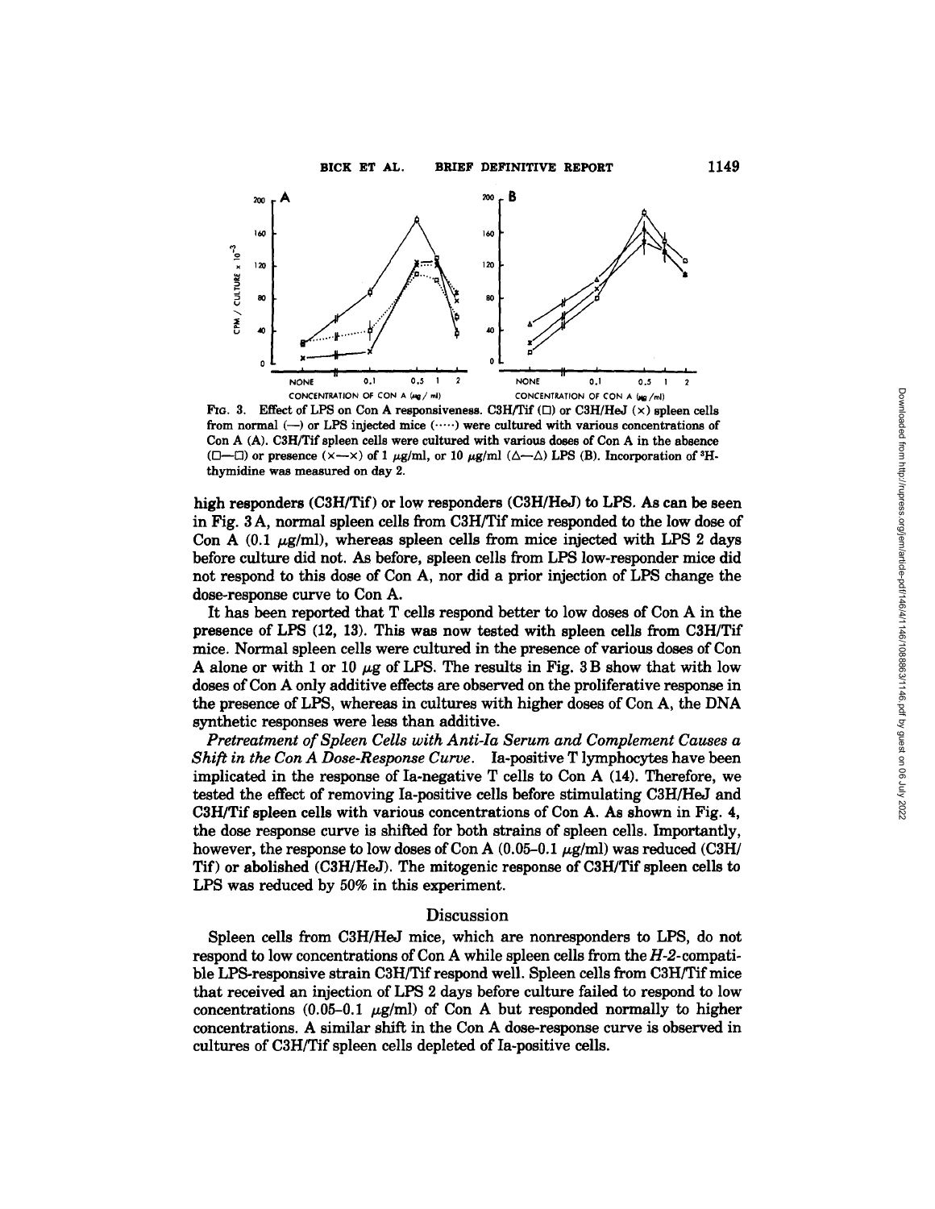FIG. 3. Effect of LPS on Con A responsiveness. C3H/Tif (□) or C3H/HeJ (×) spleen cells from normal (—) or LPS injected mice (·····) were cultured with various concentrations of Con A (A). C3H/Tif spleen cells were cultured with various doses of Con A in the absence (□—□) or presence (×—×) of 1 μg/ml, or 10 μg/ml (△—△) LPS (B). Incorporation of $^3$H-thymidine was measured on day 2.

high responders (C3H/Tif) or low responders (C3H/HeJ) to LPS. As can be seen in Fig. 3 A, normal spleen cells from C3H/Tif mice responded to the low dose of Con A (0.1 μg/ml), whereas spleen cells from mice injected with LPS 2 days before culture did not. As before, spleen cells from LPS low-responder mice did not respond to this dose of Con A, nor did a prior injection of LPS change the dose-response curve to Con A.

It has been reported that T cells respond better to low doses of Con A in the presence of LPS (12, 13). This was now tested with spleen cells from C3H/Tif mice. Normal spleen cells were cultured in the presence of various doses of Con A alone or with 1 or 10 μg of LPS. The results in Fig. 3 B show that with low doses of Con A only additive effects are observed on the proliferative response in the presence of LPS, whereas in cultures with higher doses of Con A, the DNA synthetic responses were less than additive.

*Pretreatment of Spleen Cells with Anti-Ia Serum and Complement Causes a Shift in the Con A Dose-Response Curve.* Ia-positive T lymphocytes have been implicated in the response of Ia-negative T cells to Con A (14). Therefore, we tested the effect of removing Ia-positive cells before stimulating C3H/HeJ and C3H/Tif spleen cells with various concentrations of Con A. As shown in Fig. 4, the dose response curve is shifted for both strains of spleen cells. Importantly, however, the response to low doses of Con A (0.05–0.1 μg/ml) was reduced (C3H/Tif) or abolished (C3H/HeJ). The mitogenic response of C3H/Tif spleen cells to LPS was reduced by 50% in this experiment.

## Discussion

Spleen cells from C3H/HeJ mice, which are nonresponders to LPS, do not respond to low concentrations of Con A while spleen cells from the *H-2*-compatible LPS-responsive strain C3H/Tif respond well. Spleen cells from C3H/Tif mice that received an injection of LPS 2 days before culture failed to respond to low concentrations (0.05–0.1 μg/ml) of Con A but responded normally to higher concentrations. A similar shift in the Con A dose-response curve is observed in cultures of C3H/Tif spleen cells depleted of Ia-positive cells.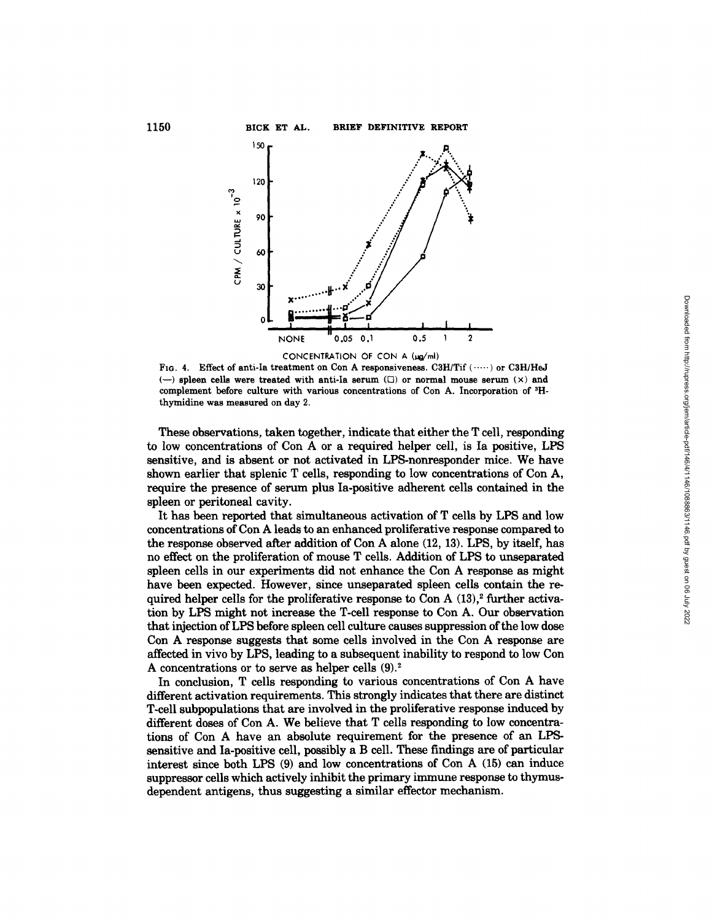Fig. 4. Effect of anti-Ia treatment on Con A responsiveness. C3H/Tif (·····) or C3H/HeJ (—) spleen cells were treated with anti-Ia serum (□) or normal mouse serum (×) and complement before culture with various concentrations of Con A. Incorporation of $^3$H-thymidine was measured on day 2.

These observations, taken together, indicate that either the T cell, responding to low concentrations of Con A or a required helper cell, is Ia positive, LPS sensitive, and is absent or not activated in LPS-nonresponder mice. We have shown earlier that splenic T cells, responding to low concentrations of Con A, require the presence of serum plus Ia-positive adherent cells contained in the spleen or peritoneal cavity.

It has been reported that simultaneous activation of T cells by LPS and low concentrations of Con A leads to an enhanced proliferative response compared to the response observed after addition of Con A alone (12, 13). LPS, by itself, has no effect on the proliferation of mouse T cells. Addition of LPS to unseparated spleen cells in our experiments did not enhance the Con A response as might have been expected. However, since unseparated spleen cells contain the required helper cells for the proliferative response to Con A (13),[2] further activation by LPS might not increase the T-cell response to Con A. Our observation that injection of LPS before spleen cell culture causes suppression of the low dose Con A response suggests that some cells involved in the Con A response are affected in vivo by LPS, leading to a subsequent inability to respond to low Con A concentrations or to serve as helper cells (9).[2]

In conclusion, T cells responding to various concentrations of Con A have different activation requirements. This strongly indicates that there are distinct T-cell subpopulations that are involved in the proliferative response induced by different doses of Con A. We believe that T cells responding to low concentrations of Con A have an absolute requirement for the presence of an LPS-sensitive and Ia-positive cell, possibly a B cell. These findings are of particular interest since both LPS (9) and low concentrations of Con A (15) can induce suppressor cells which actively inhibit the primary immune response to thymus-dependent antigens, thus suggesting a similar effector mechanism.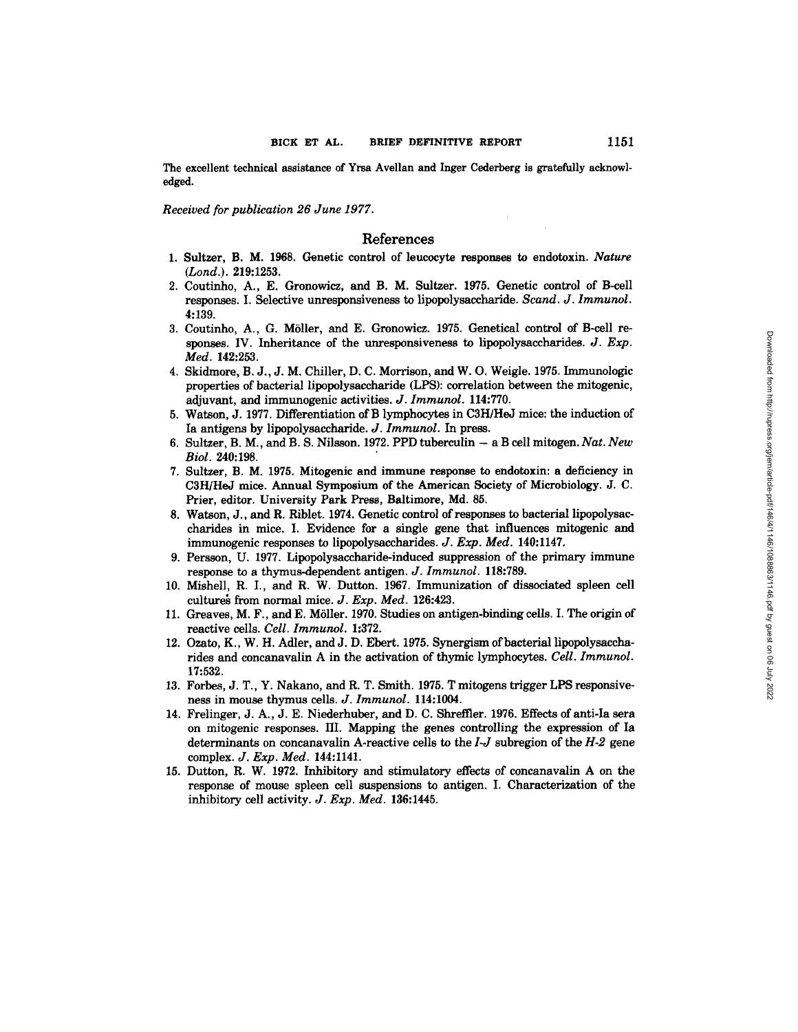The excellent technical assistance of Yrsa Avellan and Inger Cederberg is gratefully acknowledged.

*Received for publication 26 June 1977.*

## References

1. Sultzer, B. M. 1968. Genetic control of leucocyte responses to endotoxin. *Nature (Lond.).* **219**:1253.
2. Coutinho, A., E. Gronowicz, and B. M. Sultzer. 1975. Genetic control of B-cell responses. I. Selective unresponsiveness to lipopolysaccharide. *Scand. J. Immunol.* **4**:139.
3. Coutinho, A., G. Möller, and E. Gronowicz. 1975. Genetical control of B-cell responses. IV. Inheritance of the unresponsiveness to lipopolysaccharides. *J. Exp. Med.* **142**:253.
4. Skidmore, B. J., J. M. Chiller, D. C. Morrison, and W. O. Weigle. 1975. Immunologic properties of bacterial lipopolysaccharide (LPS): correlation between the mitogenic, adjuvant, and immunogenic activities. *J. Immunol.* **114**:770.
5. Watson, J. 1977. Differentiation of B lymphocytes in C3H/HeJ mice: the induction of Ia antigens by lipopolysaccharide. *J. Immunol.* In press.
6. Sultzer, B. M., and B. S. Nilsson. 1972. PPD tuberculin – a B cell mitogen. *Nat. New Biol.* **240**:198.
7. Sultzer, B. M. 1975. Mitogenic and immune response to endotoxin: a deficiency in C3H/HeJ mice. Annual Symposium of the American Society of Microbiology. J. C. Prier, editor. University Park Press, Baltimore, Md. 85.
8. Watson, J., and R. Riblet. 1974. Genetic control of responses to bacterial lipopolysaccharides in mice. I. Evidence for a single gene that influences mitogenic and immunogenic responses to lipopolysaccharides. *J. Exp. Med.* **140**:1147.
9. Persson, U. 1977. Lipopolysaccharide-induced suppression of the primary immune response to a thymus-dependent antigen. *J. Immunol.* **118**:789.
10. Mishell, R. I., and R. W. Dutton. 1967. Immunization of dissociated spleen cell cultures from normal mice. *J. Exp. Med.* **126**:423.
11. Greaves, M. F., and E. Möller. 1970. Studies on antigen-binding cells. I. The origin of reactive cells. *Cell. Immunol.* **1**:372.
12. Ozato, K., W. H. Adler, and J. D. Ebert. 1975. Synergism of bacterial lipopolysaccharides and concanavalin A in the activation of thymic lymphocytes. *Cell. Immunol.* **17**:532.
13. Forbes, J. T., Y. Nakano, and R. T. Smith. 1975. T mitogens trigger LPS responsiveness in mouse thymus cells. *J. Immunol.* **114**:1004.
14. Frelinger, J. A., J. E. Niederhuber, and D. C. Shreffler. 1976. Effects of anti-Ia sera on mitogenic responses. III. Mapping the genes controlling the expression of Ia determinants on concanavalin A-reactive cells to the *I-J* subregion of the *H-2* gene complex. *J. Exp. Med.* **144**:1141.
15. Dutton, R. W. 1972. Inhibitory and stimulatory effects of concanavalin A on the response of mouse spleen cell suspensions to antigen. I. Characterization of the inhibitory cell activity. *J. Exp. Med.* **136**:1445.